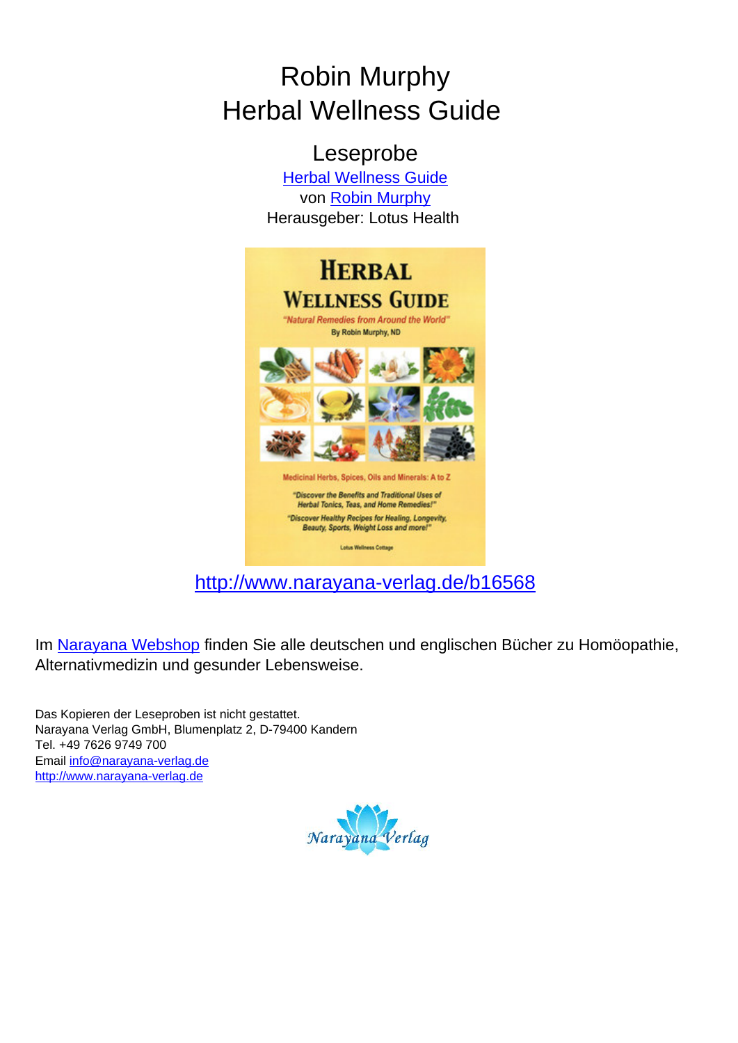# Robin Murphy
# Herbal Wellness Guide

## Leseprobe

[Herbal Wellness Guide](http://www.narayana-verlag.de/b16568)
von [Robin Murphy](http://www.narayana-verlag.de)
Herausgeber: Lotus Health

HERBAL WELLNESS GUIDE

"Natural Remedies from Around the World"

By Robin Murphy, ND

Medicinal Herbs, Spices, Oils and Minerals: A to Z

"Discover the Benefits and Traditional Uses of Herbal Tonics, Teas, and Home Remedies!"

"Discover Healthy Recipes for Healing, Longevity, Beauty, Sports, Weight Loss and more!"

Lotus Wellness Cottage

http://www.narayana-verlag.de/b16568

Im Narayana Webshop finden Sie alle deutschen und englischen Bücher zu Homöopathie, Alternativmedizin und gesunder Lebensweise.

Das Kopieren der Leseproben ist nicht gestattet.
Narayana Verlag GmbH, Blumenplatz 2, D-79400 Kandern
Tel. +49 7626 9749 700
Email info@narayana-verlag.de
http://www.narayana-verlag.de

Narayana Verlag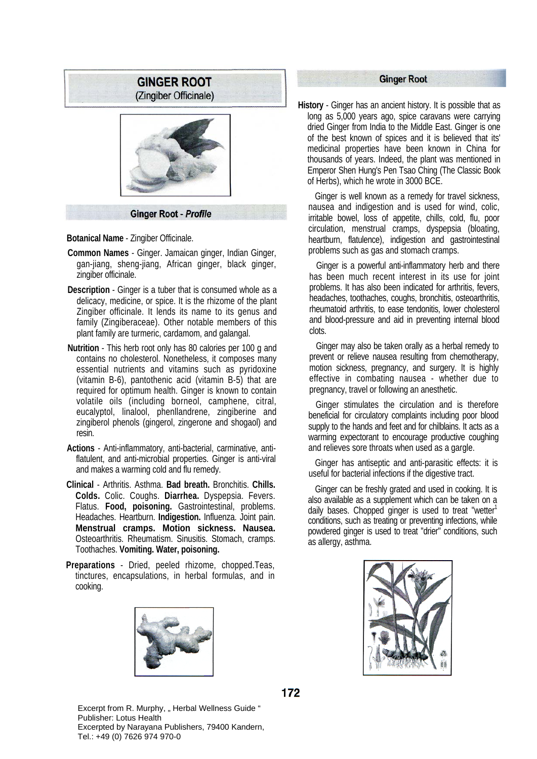# GINGER ROOT
(Zingiber Officinale)

## Ginger Root - *Profile*

**Botanical Name** - Zingiber Officinale.

**Common Names** - Ginger. Jamaican ginger, Indian Ginger, gan-jiang, sheng-jiang, African ginger, black ginger, zingiber officinale.

**Description** - Ginger is a tuber that is consumed whole as a delicacy, medicine, or spice. It is the rhizome of the plant Zingiber officinale. It lends its name to its genus and family (Zingiberaceae). Other notable members of this plant family are turmeric, cardamom, and galangal.

**Nutrition** - This herb root only has 80 calories per 100 g and contains no cholesterol. Nonetheless, it composes many essential nutrients and vitamins such as pyridoxine (vitamin B-6), pantothenic acid (vitamin B-5) that are required for optimum health. Ginger is known to contain volatile oils (including borneol, camphene, citral, eucalyptol, linalool, phenllandrene, zingiberine and zingiberol phenols (gingerol, zingerone and shogaol) and resin.

**Actions** - Anti-inflammatory, anti-bacterial, carminative, anti-flatulent, and anti-microbial properties. Ginger is anti-viral and makes a warming cold and flu remedy.

**Clinical** - Arthritis. Asthma. **Bad breath.** Bronchitis. **Chills. Colds.** Colic. Coughs. **Diarrhea.** Dyspepsia. Fevers. Flatus. **Food, poisoning.** Gastrointestinal, problems. Headaches. Heartburn. **Indigestion.** Influenza. Joint pain. **Menstrual cramps. Motion sickness. Nausea.** Osteoarthritis. Rheumatism. Sinusitis. Stomach, cramps. Toothaches. **Vomiting. Water, poisoning.**

**Preparations** - Dried, peeled rhizome, chopped.Teas, tinctures, encapsulations, in herbal formulas, and in cooking.

## Ginger Root

**History** - Ginger has an ancient history. It is possible that as long as 5,000 years ago, spice caravans were carrying dried Ginger from India to the Middle East. Ginger is one of the best known of spices and it is believed that its' medicinal properties have been known in China for thousands of years. Indeed, the plant was mentioned in Emperor Shen Hung's Pen Tsao Ching (The Classic Book of Herbs), which he wrote in 3000 BCE.

Ginger is well known as a remedy for travel sickness, nausea and indigestion and is used for wind, colic, irritable bowel, loss of appetite, chills, cold, flu, poor circulation, menstrual cramps, dyspepsia (bloating, heartburn, flatulence), indigestion and gastrointestinal problems such as gas and stomach cramps.

Ginger is a powerful anti-inflammatory herb and there has been much recent interest in its use for joint problems. It has also been indicated for arthritis, fevers, headaches, toothaches, coughs, bronchitis, osteoarthritis, rheumatoid arthritis, to ease tendonitis, lower cholesterol and blood-pressure and aid in preventing internal blood clots.

Ginger may also be taken orally as a herbal remedy to prevent or relieve nausea resulting from chemotherapy, motion sickness, pregnancy, and surgery. It is highly effective in combating nausea - whether due to pregnancy, travel or following an anesthetic.

Ginger stimulates the circulation and is therefore beneficial for circulatory complaints including poor blood supply to the hands and feet and for chilblains. It acts as a warming expectorant to encourage productive coughing and relieves sore throats when used as a gargle.

Ginger has antiseptic and anti-parasitic effects: it is useful for bacterial infections if the digestive tract.

Ginger can be freshly grated and used in cooking. It is also available as a supplement which can be taken on a daily bases. Chopped ginger is used to treat "wetter[1] conditions, such as treating or preventing infections, while powdered ginger is used to treat "drier" conditions, such as allergy, asthma.

Excerpt from R. Murphy, „ Herbal Wellness Guide "
Publisher: Lotus Health
Excerpted by Narayana Publishers, 79400 Kandern,
Tel.: +49 (0) 7626 974 970-0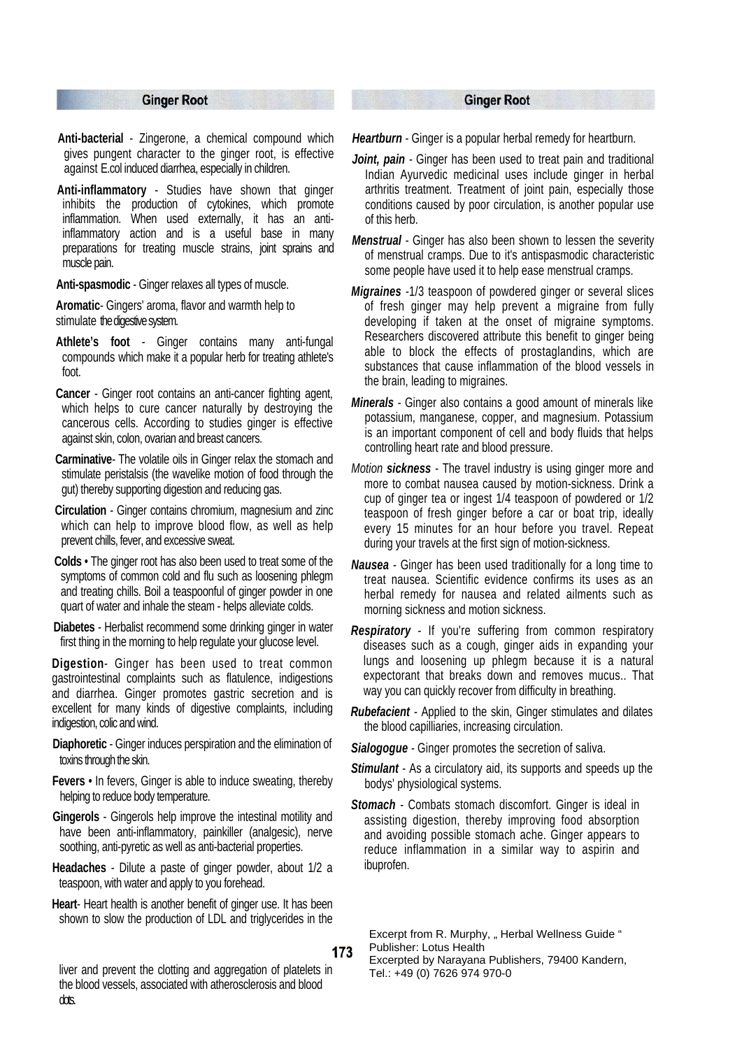## Ginger Root

**Anti-bacterial** - Zingerone, a chemical compound which gives pungent character to the ginger root, is effective against E.col induced diarrhea, especially in children.

**Anti-inflammatory** - Studies have shown that ginger inhibits the production of cytokines, which promote inflammation. When used externally, it has an anti-inflammatory action and is a useful base in many preparations for treating muscle strains, joint sprains and muscle pain.

**Anti-spasmodic** - Ginger relaxes all types of muscle.

**Aromatic**- Gingers' aroma, flavor and warmth help to stimulate the digestive system.

**Athlete's foot** - Ginger contains many anti-fungal compounds which make it a popular herb for treating athlete's foot.

**Cancer** - Ginger root contains an anti-cancer fighting agent, which helps to cure cancer naturally by destroying the cancerous cells. According to studies ginger is effective against skin, colon, ovarian and breast cancers.

**Carminative**- The volatile oils in Ginger relax the stomach and stimulate peristalsis (the wavelike motion of food through the gut) thereby supporting digestion and reducing gas.

**Circulation** - Ginger contains chromium, magnesium and zinc which can help to improve blood flow, as well as help prevent chills, fever, and excessive sweat.

**Colds** • The ginger root has also been used to treat some of the symptoms of common cold and flu such as loosening phlegm and treating chills. Boil a teaspoonful of ginger powder in one quart of water and inhale the steam - helps alleviate colds.

**Diabetes** - Herbalist recommend some drinking ginger in water first thing in the morning to help regulate your glucose level.

**Digestion**- Ginger has been used to treat common gastrointestinal complaints such as flatulence, indigestions and diarrhea. Ginger promotes gastric secretion and is excellent for many kinds of digestive complaints, including indigestion, colic and wind.

**Diaphoretic** - Ginger induces perspiration and the elimination of toxins through the skin.

**Fevers** • In fevers, Ginger is able to induce sweating, thereby helping to reduce body temperature.

**Gingerols** - Gingerols help improve the intestinal motility and have been anti-inflammatory, painkiller (analgesic), nerve soothing, anti-pyretic as well as anti-bacterial properties.

**Headaches** - Dilute a paste of ginger powder, about 1/2 a teaspoon, with water and apply to you forehead.

**Heart**- Heart health is another benefit of ginger use. It has been shown to slow the production of LDL and triglycerides in the liver and prevent the clotting and aggregation of platelets in the blood vessels, associated with atherosclerosis and blood clots.

***Heartburn*** - Ginger is a popular herbal remedy for heartburn.

***Joint, pain*** - Ginger has been used to treat pain and traditional Indian Ayurvedic medicinal uses include ginger in herbal arthritis treatment. Treatment of joint pain, especially those conditions caused by poor circulation, is another popular use of this herb.

***Menstrual*** - Ginger has also been shown to lessen the severity of menstrual cramps. Due to it's antispasmodic characteristic some people have used it to help ease menstrual cramps.

***Migraines*** -1/3 teaspoon of powdered ginger or several slices of fresh ginger may help prevent a migraine from fully developing if taken at the onset of migraine symptoms. Researchers discovered attribute this benefit to ginger being able to block the effects of prostaglandins, which are substances that cause inflammation of the blood vessels in the brain, leading to migraines.

***Minerals*** - Ginger also contains a good amount of minerals like potassium, manganese, copper, and magnesium. Potassium is an important component of cell and body fluids that helps controlling heart rate and blood pressure.

*Motion **sickness*** - The travel industry is using ginger more and more to combat nausea caused by motion-sickness. Drink a cup of ginger tea or ingest 1/4 teaspoon of powdered or 1/2 teaspoon of fresh ginger before a car or boat trip, ideally every 15 minutes for an hour before you travel. Repeat during your travels at the first sign of motion-sickness.

***Nausea*** - Ginger has been used traditionally for a long time to treat nausea. Scientific evidence confirms its uses as an herbal remedy for nausea and related ailments such as morning sickness and motion sickness.

***Respiratory*** - If you're suffering from common respiratory diseases such as a cough, ginger aids in expanding your lungs and loosening up phlegm because it is a natural expectorant that breaks down and removes mucus.. That way you can quickly recover from difficulty in breathing.

***Rubefacient*** - Applied to the skin, Ginger stimulates and dilates the blood capilliaries, increasing circulation.

***Sialogogue*** - Ginger promotes the secretion of saliva.

***Stimulant*** - As a circulatory aid, its supports and speeds up the bodys' physiological systems.

***Stomach*** - Combats stomach discomfort. Ginger is ideal in assisting digestion, thereby improving food absorption and avoiding possible stomach ache. Ginger appears to reduce inflammation in a similar way to aspirin and ibuprofen.

Excerpt from R. Murphy, „ Herbal Wellness Guide "
Publisher: Lotus Health
Excerpted by Narayana Publishers, 79400 Kandern,
Tel.: +49 (0) 7626 974 970-0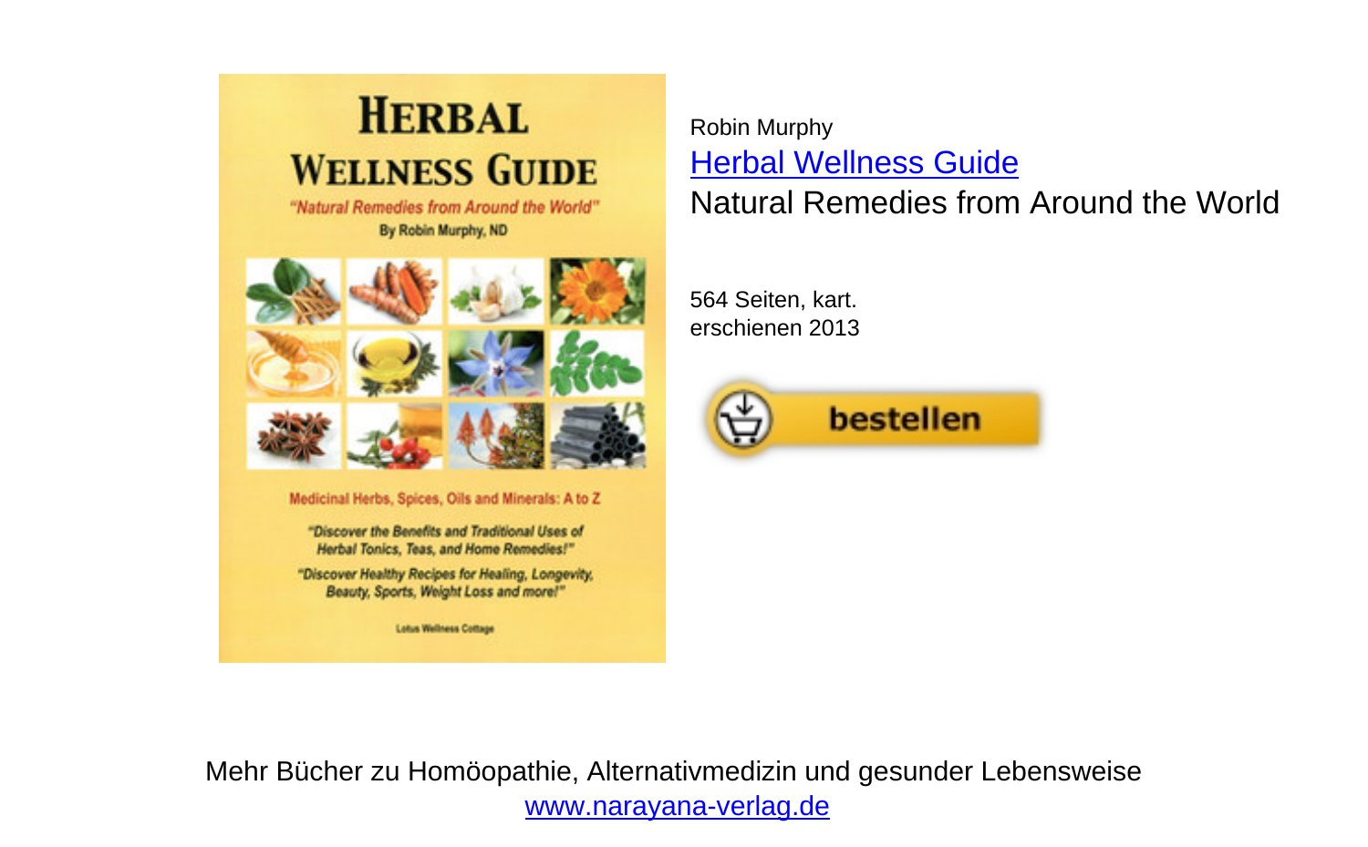Robin Murphy

Herbal Wellness Guide

Natural Remedies from Around the World

564 Seiten, kart.
erschienen 2013

bestellen

Mehr Bücher zu Homöopathie, Alternativmedizin und gesunder Lebensweise
www.narayana-verlag.de